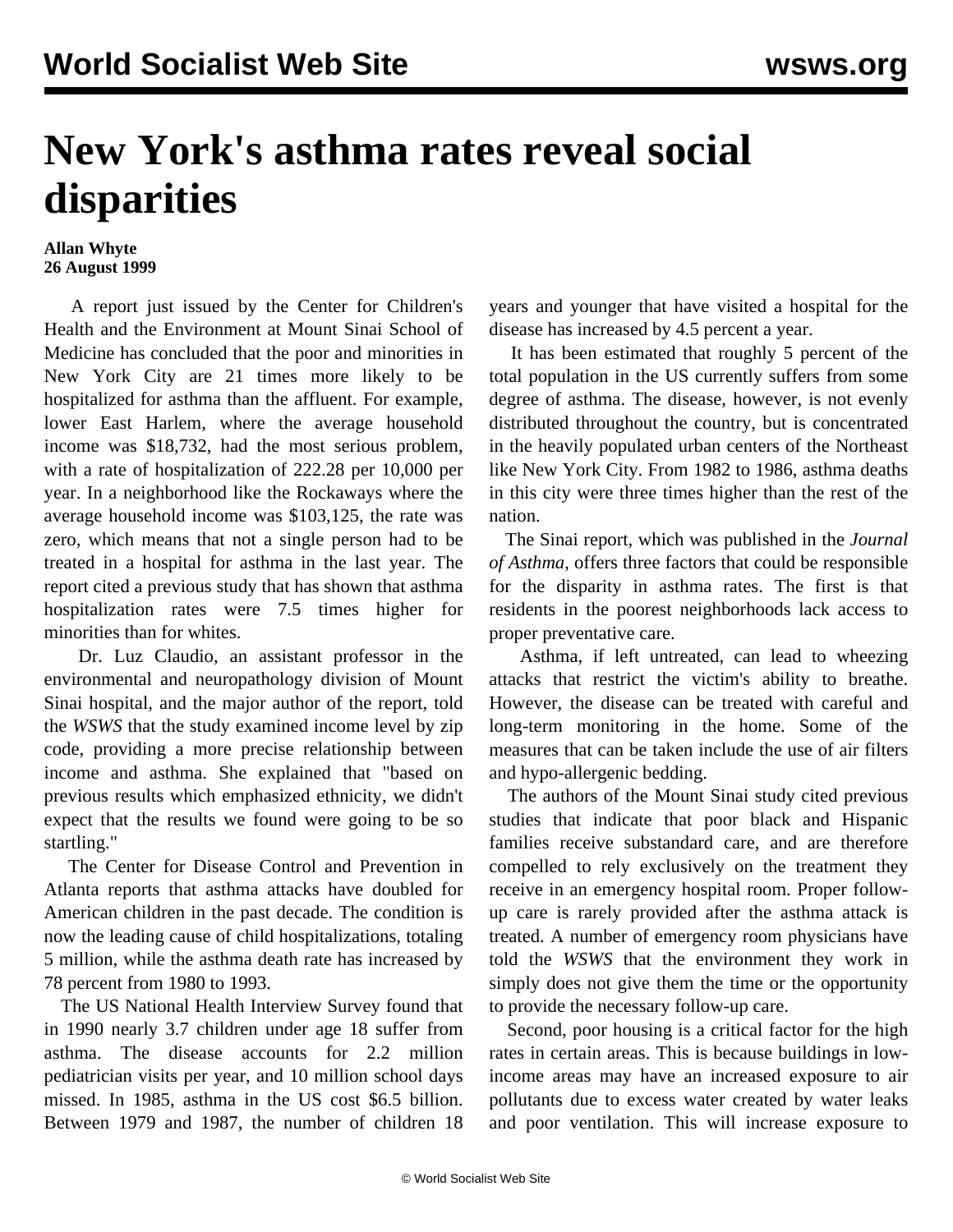# New York's asthma rates reveal social disparities

**Allan Whyte**
**26 August 1999**

A report just issued by the Center for Children's Health and the Environment at Mount Sinai School of Medicine has concluded that the poor and minorities in New York City are 21 times more likely to be hospitalized for asthma than the affluent. For example, lower East Harlem, where the average household income was $18,732, had the most serious problem, with a rate of hospitalization of 222.28 per 10,000 per year. In a neighborhood like the Rockaways where the average household income was $103,125, the rate was zero, which means that not a single person had to be treated in a hospital for asthma in the last year. The report cited a previous study that has shown that asthma hospitalization rates were 7.5 times higher for minorities than for whites.

Dr. Luz Claudio, an assistant professor in the environmental and neuropathology division of Mount Sinai hospital, and the major author of the report, told the *WSWS* that the study examined income level by zip code, providing a more precise relationship between income and asthma. She explained that "based on previous results which emphasized ethnicity, we didn't expect that the results we found were going to be so startling."

The Center for Disease Control and Prevention in Atlanta reports that asthma attacks have doubled for American children in the past decade. The condition is now the leading cause of child hospitalizations, totaling 5 million, while the asthma death rate has increased by 78 percent from 1980 to 1993.

The US National Health Interview Survey found that in 1990 nearly 3.7 children under age 18 suffer from asthma. The disease accounts for 2.2 million pediatrician visits per year, and 10 million school days missed. In 1985, asthma in the US cost $6.5 billion. Between 1979 and 1987, the number of children 18 years and younger that have visited a hospital for the disease has increased by 4.5 percent a year.

It has been estimated that roughly 5 percent of the total population in the US currently suffers from some degree of asthma. The disease, however, is not evenly distributed throughout the country, but is concentrated in the heavily populated urban centers of the Northeast like New York City. From 1982 to 1986, asthma deaths in this city were three times higher than the rest of the nation.

The Sinai report, which was published in the *Journal of Asthma*, offers three factors that could be responsible for the disparity in asthma rates. The first is that residents in the poorest neighborhoods lack access to proper preventative care.

Asthma, if left untreated, can lead to wheezing attacks that restrict the victim's ability to breathe. However, the disease can be treated with careful and long-term monitoring in the home. Some of the measures that can be taken include the use of air filters and hypo-allergenic bedding.

The authors of the Mount Sinai study cited previous studies that indicate that poor black and Hispanic families receive substandard care, and are therefore compelled to rely exclusively on the treatment they receive in an emergency hospital room. Proper follow-up care is rarely provided after the asthma attack is treated. A number of emergency room physicians have told the *WSWS* that the environment they work in simply does not give them the time or the opportunity to provide the necessary follow-up care.

Second, poor housing is a critical factor for the high rates in certain areas. This is because buildings in low-income areas may have an increased exposure to air pollutants due to excess water created by water leaks and poor ventilation. This will increase exposure to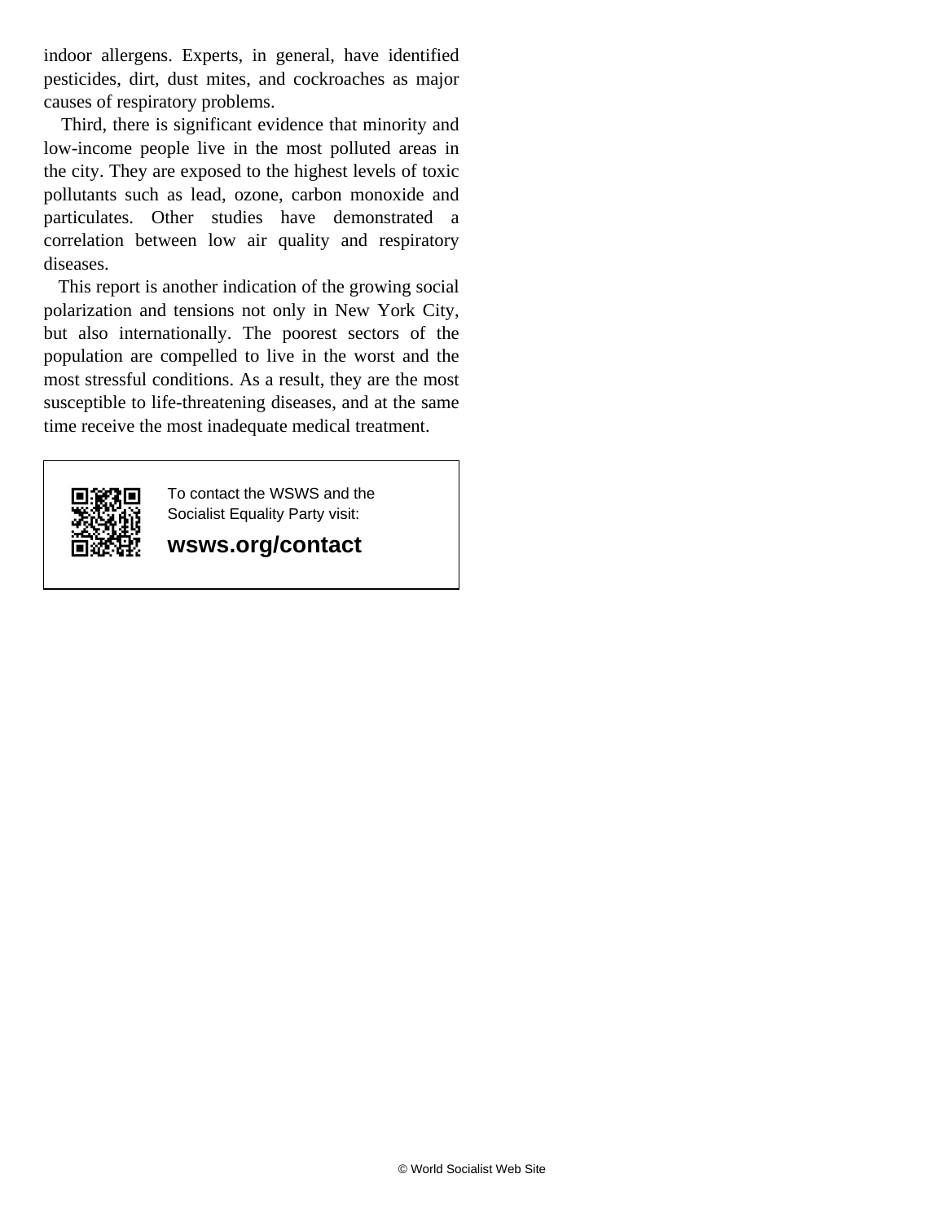indoor allergens. Experts, in general, have identified pesticides, dirt, dust mites, and cockroaches as major causes of respiratory problems.

Third, there is significant evidence that minority and low-income people live in the most polluted areas in the city. They are exposed to the highest levels of toxic pollutants such as lead, ozone, carbon monoxide and particulates. Other studies have demonstrated a correlation between low air quality and respiratory diseases.

This report is another indication of the growing social polarization and tensions not only in New York City, but also internationally. The poorest sectors of the population are compelled to live in the worst and the most stressful conditions. As a result, they are the most susceptible to life-threatening diseases, and at the same time receive the most inadequate medical treatment.

To contact the WSWS and the Socialist Equality Party visit:

**wsws.org/contact**